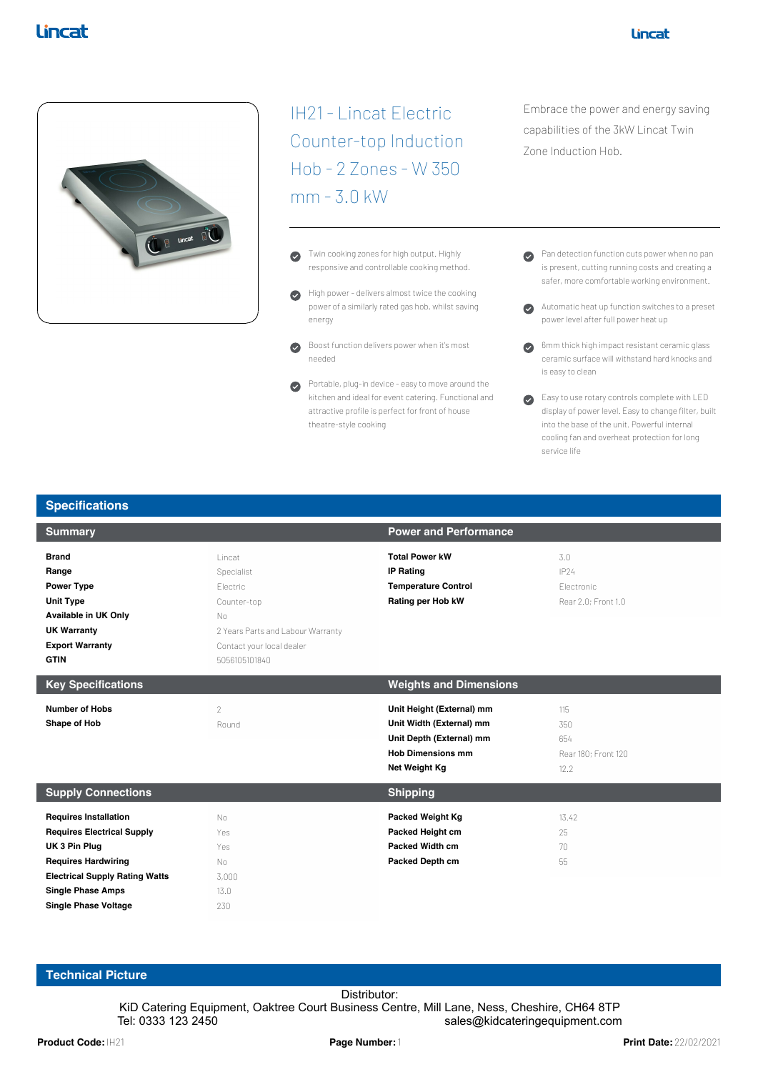# IH21 - Lincat Electric Counter-top Induction Hob - 2 Zones - W 350 mm - 3.0 kW

Embrace the power and energy saving capabilities of the 3kW Lincat Twin Zone Induction Hob.

- Twin cooking zones for high output. Highly responsive and controllable cooking method.
- High power - delivers almost twice the cooking power of a similarly rated gas hob, whilst saving energy
- Boost function delivers power when it's most needed
- Portable, plug-in device - easy to move around the kitchen and ideal for event catering. Functional and attractive profile is perfect for front of house theatre-style cooking
- Pan detection function cuts power when no pan is present, cutting running costs and creating a safer, more comfortable working environment.
- Automatic heat up function switches to a preset power level after full power heat up
- 6mm thick high impact resistant ceramic glass ceramic surface will withstand hard knocks and is easy to clean
- Easy to use rotary controls complete with LED display of power level. Easy to change filter, built into the base of the unit. Powerful internal cooling fan and overheat protection for long service life

## Specifications

### Summary

| | |
|---|---|
| **Brand** | Lincat |
| **Range** | Specialist |
| **Power Type** | Electric |
| **Unit Type** | Counter-top |
| **Available in UK Only** | No |
| **UK Warranty** | 2 Years Parts and Labour Warranty |
| **Export Warranty** | Contact your local dealer |
| **GTIN** | 5056105101840 |

### Power and Performance

| | |
|---|---|
| **Total Power kW** | 3.0 |
| **IP Rating** | IP24 |
| **Temperature Control** | Electronic |
| **Rating per Hob kW** | Rear 2.0; Front 1.0 |

### Key Specifications

| | |
|---|---|
| **Number of Hobs** | 2 |
| **Shape of Hob** | Round |

### Weights and Dimensions

| | |
|---|---|
| **Unit Height (External) mm** | 115 |
| **Unit Width (External) mm** | 350 |
| **Unit Depth (External) mm** | 654 |
| **Hob Dimensions mm** | Rear 180; Front 120 |
| **Net Weight Kg** | 12.2 |

### Supply Connections

| | |
|---|---|
| **Requires Installation** | No |
| **Requires Electrical Supply** | Yes |
| **UK 3 Pin Plug** | Yes |
| **Requires Hardwiring** | No |
| **Electrical Supply Rating Watts** | 3,000 |
| **Single Phase Amps** | 13.0 |
| **Single Phase Voltage** | 230 |

### Shipping

| | |
|---|---|
| **Packed Weight Kg** | 13.42 |
| **Packed Height cm** | 25 |
| **Packed Width cm** | 70 |
| **Packed Depth cm** | 55 |

## Technical Picture

Distributor:
KiD Catering Equipment, Oaktree Court Business Centre, Mill Lane, Ness, Cheshire, CH64 8TP
Tel: 0333 123 2450 sales@kidcateringequipment.com

**Product Code:** IH21 **Print Date:** 22/02/2021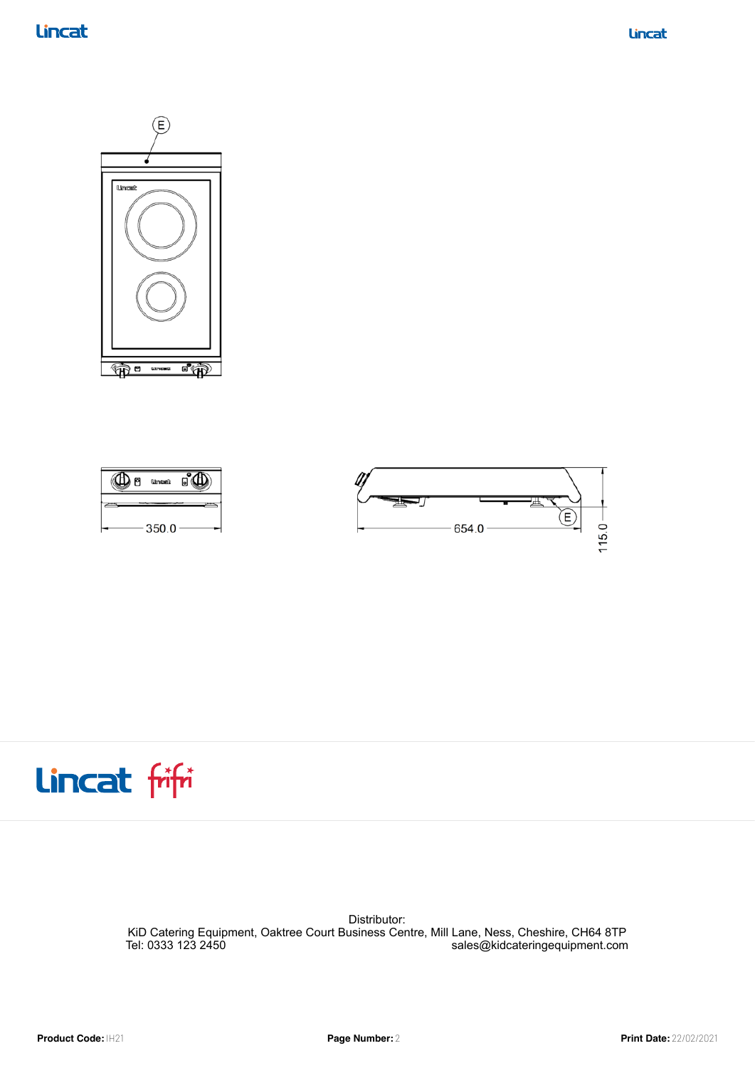E

350.0

654.0

E

115.0

Distributor:
KiD Catering Equipment, Oaktree Court Business Centre, Mill Lane, Ness, Cheshire, CH64 8TP
Tel: 0333 123 2450 sales@kidcateringequipment.com

**Product Code:** IH21 **Page Number:** 2 **Print Date:** 22/02/2021